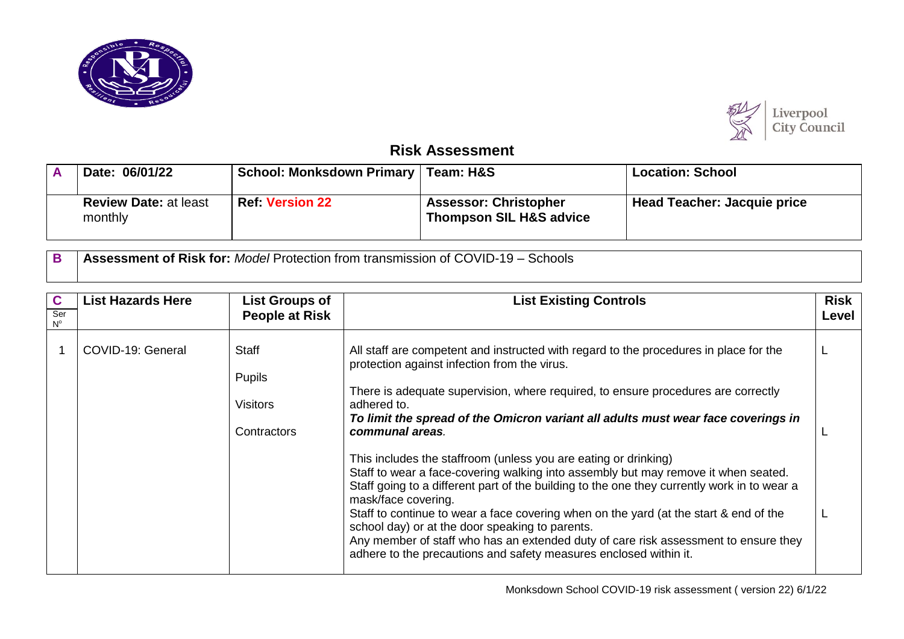## Risk Assessment

| A | Date: 06/01/22 | School: Monksdown Primary | Team: H&S | Location: School |
|---|---|---|---|---|
| | **Review Date:** at least monthly | **Ref: Version 22** | **Assessor: Christopher Thompson SIL H&S advice** | **Head Teacher: Jacquie price** |

| B | **Assessment of Risk for:** *Model* Protection from transmission of COVID-19 – Schools |
|---|---|

| C Ser Nº | List Hazards Here | List Groups of People at Risk | List Existing Controls | Risk Level |
|---|---|---|---|---|
| 1 | COVID-19: General | Staff<br><br>Pupils<br><br>Visitors<br><br>Contractors | All staff are competent and instructed with regard to the procedures in place for the protection against infection from the virus.<br><br>There is adequate supervision, where required, to ensure procedures are correctly adhered to.<br>***To limit the spread of the Omicron variant all adults must wear face coverings in communal areas.***<br><br>This includes the staffroom (unless you are eating or drinking)<br>Staff to wear a face-covering walking into assembly but may remove it when seated.<br>Staff going to a different part of the building to the one they currently work in to wear a mask/face covering.<br>Staff to continue to wear a face covering when on the yard (at the start & end of the school day) or at the door speaking to parents.<br>Any member of staff who has an extended duty of care risk assessment to ensure they adhere to the precautions and safety measures enclosed within it. | L<br><br>L<br><br>L |

Monksdown School COVID-19 risk assessment ( version 22) 6/1/22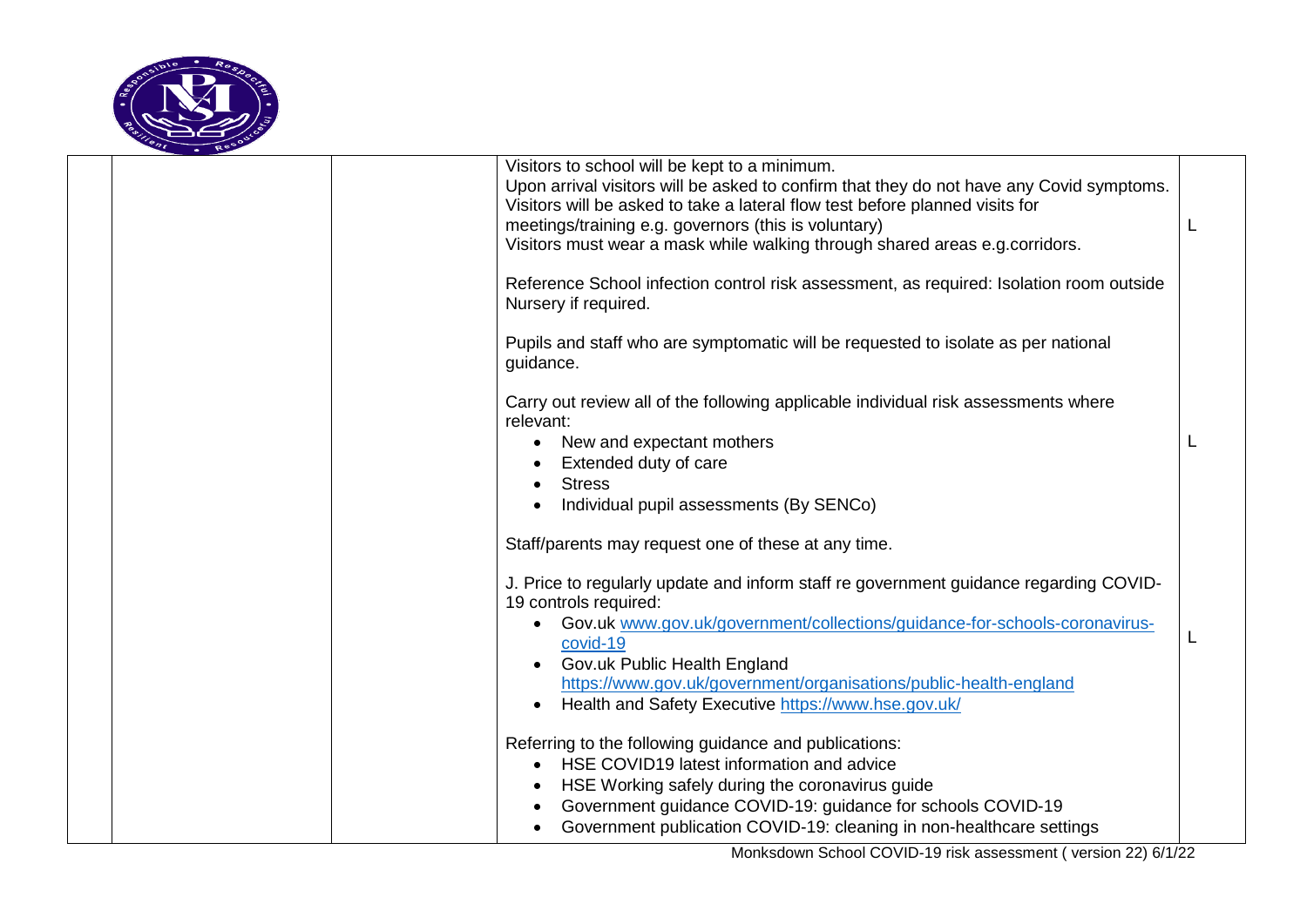| | | | |
|---|---|---|---|
| | | Visitors to school will be kept to a minimum.<br>Upon arrival visitors will be asked to confirm that they do not have any Covid symptoms.<br>Visitors will be asked to take a lateral flow test before planned visits for meetings/training e.g. governors (this is voluntary)<br>Visitors must wear a mask while walking through shared areas e.g.corridors.<br><br>Reference School infection control risk assessment, as required: Isolation room outside Nursery if required.<br><br>Pupils and staff who are symptomatic will be requested to isolate as per national guidance. | L |
| | | Carry out review all of the following applicable individual risk assessments where relevant:<br>• New and expectant mothers<br>• Extended duty of care<br>• Stress<br>• Individual pupil assessments (By SENCo)<br><br>Staff/parents may request one of these at any time. | L |
| | | J. Price to regularly update and inform staff re government guidance regarding COVID-19 controls required:<br>• Gov.uk [www.gov.uk/government/collections/guidance-for-schools-coronavirus-covid-19](www.gov.uk/government/collections/guidance-for-schools-coronavirus-covid-19)<br>• Gov.uk Public Health England [https://www.gov.uk/government/organisations/public-health-england](https://www.gov.uk/government/organisations/public-health-england)<br>• Health and Safety Executive [https://www.hse.gov.uk/](https://www.hse.gov.uk/)<br><br>Referring to the following guidance and publications:<br>• HSE COVID19 latest information and advice<br>• HSE Working safely during the coronavirus guide<br>• Government guidance COVID-19: guidance for schools COVID-19<br>• Government publication COVID-19: cleaning in non-healthcare settings | L |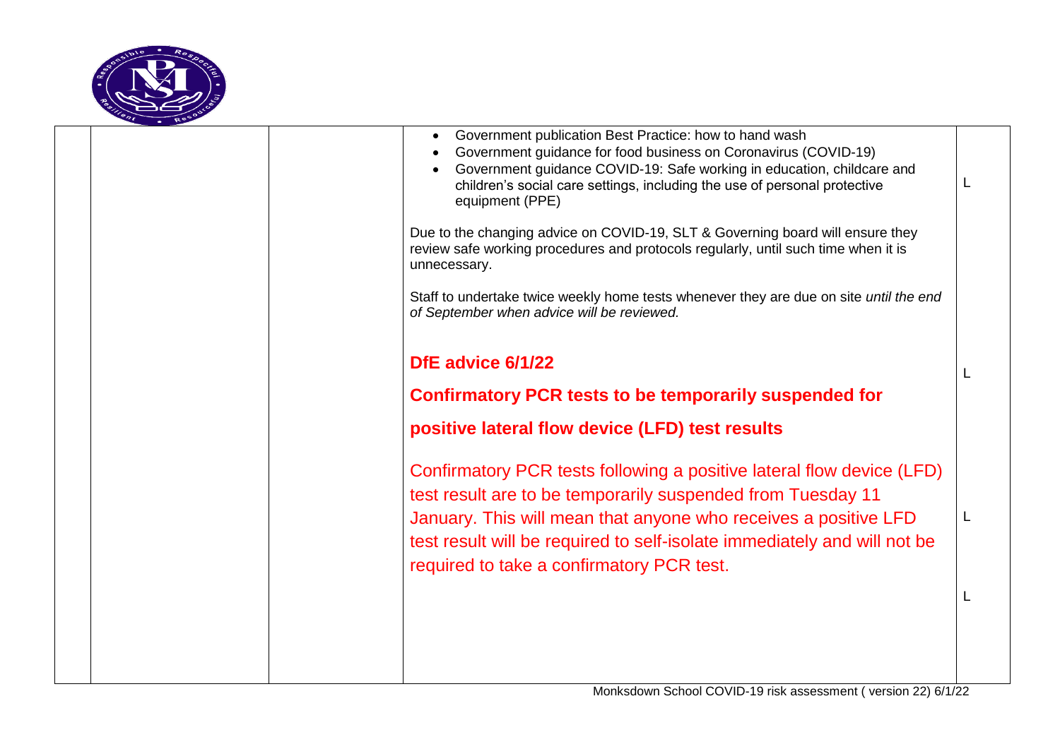| | | | |
|---|---|---|---|
| | | • Government publication Best Practice: how to hand wash<br>• Government guidance for food business on Coronavirus (COVID-19)<br>• Government guidance COVID-19: Safe working in education, childcare and children's social care settings, including the use of personal protective equipment (PPE)<br><br>Due to the changing advice on COVID-19, SLT & Governing board will ensure they review safe working procedures and protocols regularly, until such time when it is unnecessary.<br><br>Staff to undertake twice weekly home tests whenever they are due on site *until the end of September when advice will be reviewed.* | L |
| | | **DfE advice 6/1/22**<br><br>**Confirmatory PCR tests to be temporarily suspended for positive lateral flow device (LFD) test results** | L |
| | | Confirmatory PCR tests following a positive lateral flow device (LFD) test result are to be temporarily suspended from Tuesday 11 January. This will mean that anyone who receives a positive LFD test result will be required to self-isolate immediately and will not be required to take a confirmatory PCR test. | L |
| | | | L |

Monksdown School COVID-19 risk assessment ( version 22) 6/1/22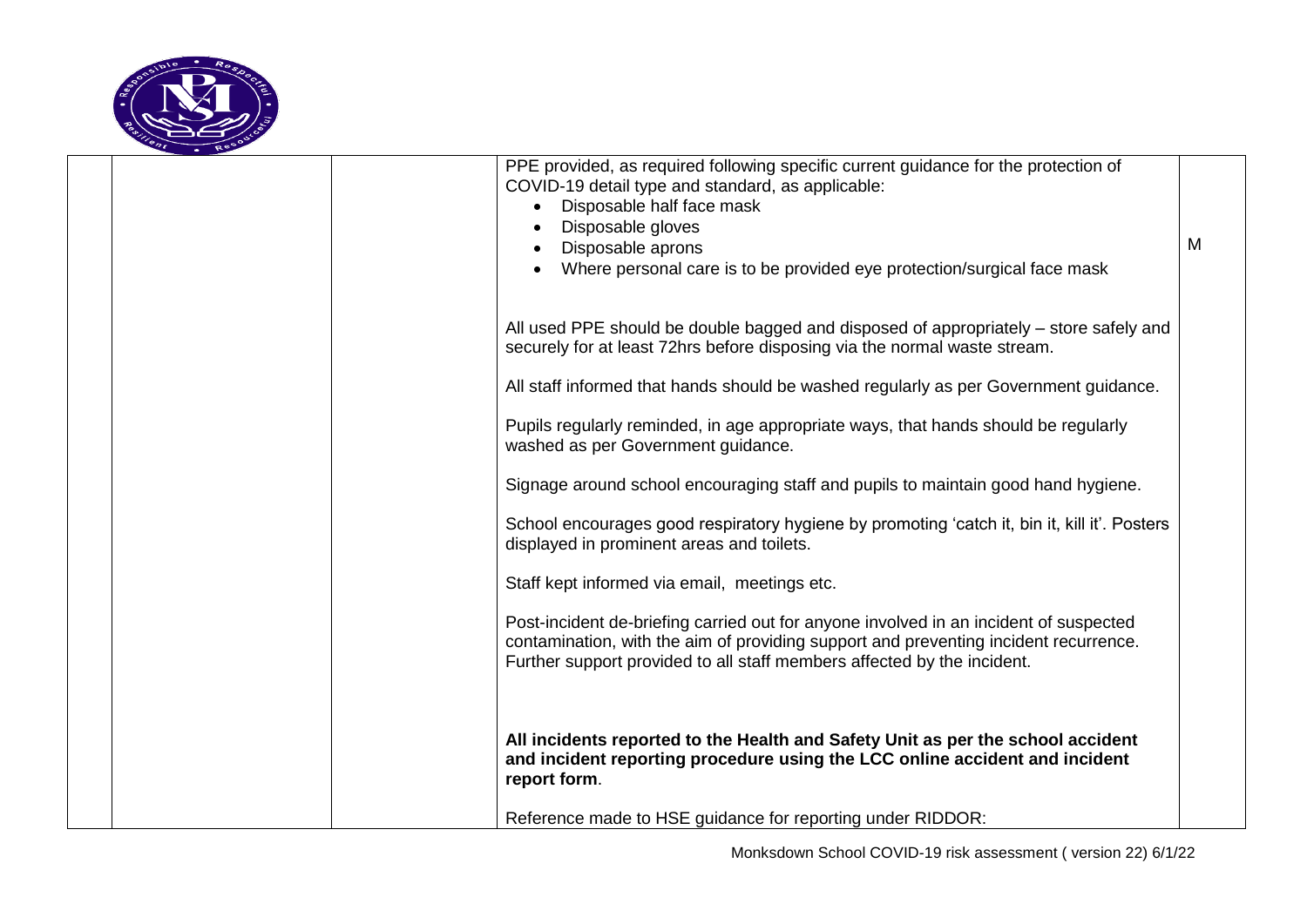| | | | |
|---|---|---|---|
| | | PPE provided, as required following specific current guidance for the protection of COVID-19 detail type and standard, as applicable:<br>• Disposable half face mask<br>• Disposable gloves<br>• Disposable aprons<br>• Where personal care is to be provided eye protection/surgical face mask<br><br>All used PPE should be double bagged and disposed of appropriately – store safely and securely for at least 72hrs before disposing via the normal waste stream.<br><br>All staff informed that hands should be washed regularly as per Government guidance.<br><br>Pupils regularly reminded, in age appropriate ways, that hands should be regularly washed as per Government guidance.<br><br>Signage around school encouraging staff and pupils to maintain good hand hygiene.<br><br>School encourages good respiratory hygiene by promoting 'catch it, bin it, kill it'. Posters displayed in prominent areas and toilets.<br><br>Staff kept informed via email, meetings etc.<br><br>Post-incident de-briefing carried out for anyone involved in an incident of suspected contamination, with the aim of providing support and preventing incident recurrence. Further support provided to all staff members affected by the incident.<br><br>**All incidents reported to the Health and Safety Unit as per the school accident and incident reporting procedure using the LCC online accident and incident report form**.<br><br>Reference made to HSE guidance for reporting under RIDDOR: | M |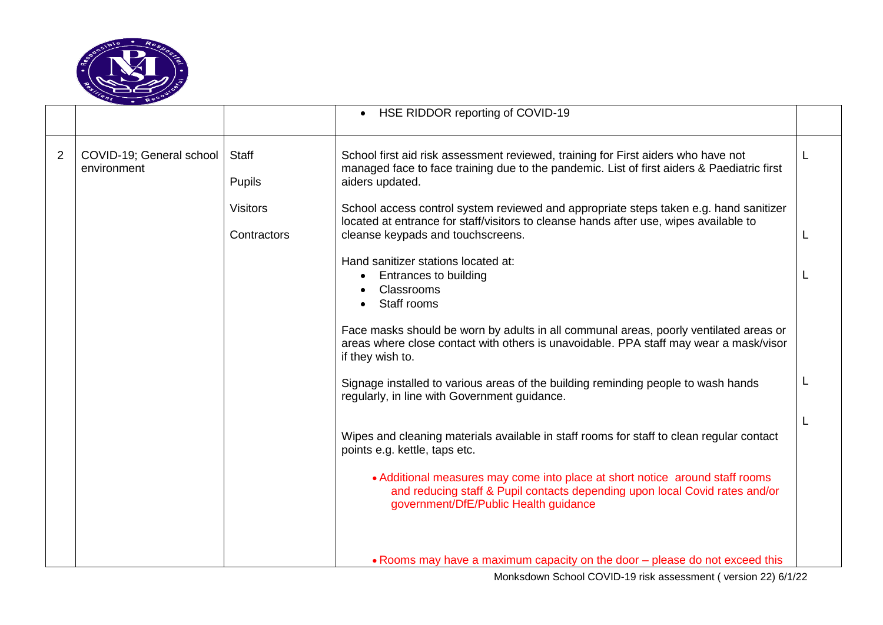| | | | | |
|---|---|---|---|---|
| | | | • HSE RIDDOR reporting of COVID-19 | |
| 2 | COVID-19; General school environment | Staff<br><br>Pupils<br><br>Visitors<br><br>Contractors | School first aid risk assessment reviewed, training for First aiders who have not managed face to face training due to the pandemic. List of first aiders & Paediatric first aiders updated.<br><br>School access control system reviewed and appropriate steps taken e.g. hand sanitizer located at entrance for staff/visitors to cleanse hands after use, wipes available to cleanse keypads and touchscreens.<br><br>Hand sanitizer stations located at:<br>• Entrances to building<br>• Classrooms<br>• Staff rooms<br><br>Face masks should be worn by adults in all communal areas, poorly ventilated areas or areas where close contact with others is unavoidable. PPA staff may wear a mask/visor if they wish to.<br><br>Signage installed to various areas of the building reminding people to wash hands regularly, in line with Government guidance.<br><br>Wipes and cleaning materials available in staff rooms for staff to clean regular contact points e.g. kettle, taps etc.<br><br>• Additional measures may come into place at short notice around staff rooms and reducing staff & Pupil contacts depending upon local Covid rates and/or government/DfE/Public Health guidance<br><br>• Rooms may have a maximum capacity on the door – please do not exceed this | L<br><br>L<br><br>L<br><br>L<br><br>L |

Monksdown School COVID-19 risk assessment ( version 22) 6/1/22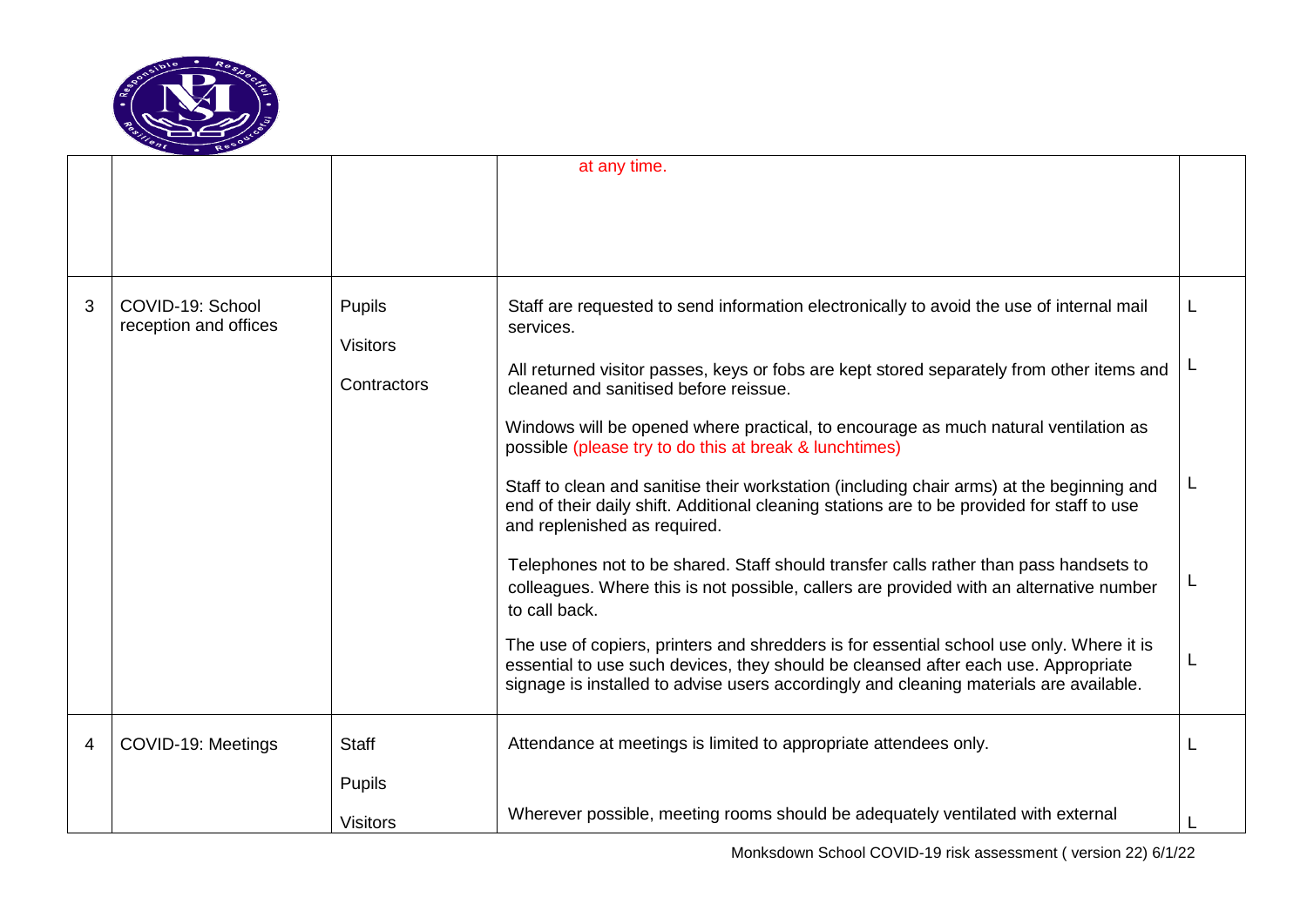|   |   |   |   |   |
|---|---|---|---|---|
|   |   |   | at any time. |   |
| 3 | COVID-19: School reception and offices | Pupils<br><br>Visitors<br><br>Contractors | Staff are requested to send information electronically to avoid the use of internal mail services.<br><br>All returned visitor passes, keys or fobs are kept stored separately from other items and cleaned and sanitised before reissue.<br><br>Windows will be opened where practical, to encourage as much natural ventilation as possible (please try to do this at break & lunchtimes)<br><br>Staff to clean and sanitise their workstation (including chair arms) at the beginning and end of their daily shift. Additional cleaning stations are to be provided for staff to use and replenished as required.<br><br>Telephones not to be shared. Staff should transfer calls rather than pass handsets to colleagues. Where this is not possible, callers are provided with an alternative number to call back.<br><br>The use of copiers, printers and shredders is for essential school use only. Where it is essential to use such devices, they should be cleansed after each use. Appropriate signage is installed to advise users accordingly and cleaning materials are available. | L<br><br>L<br><br><br><br>L<br><br>L<br><br>L |
| 4 | COVID-19: Meetings | Staff<br><br>Pupils<br><br>Visitors | Attendance at meetings is limited to appropriate attendees only.<br><br>Wherever possible, meeting rooms should be adequately ventilated with external | L<br><br>L |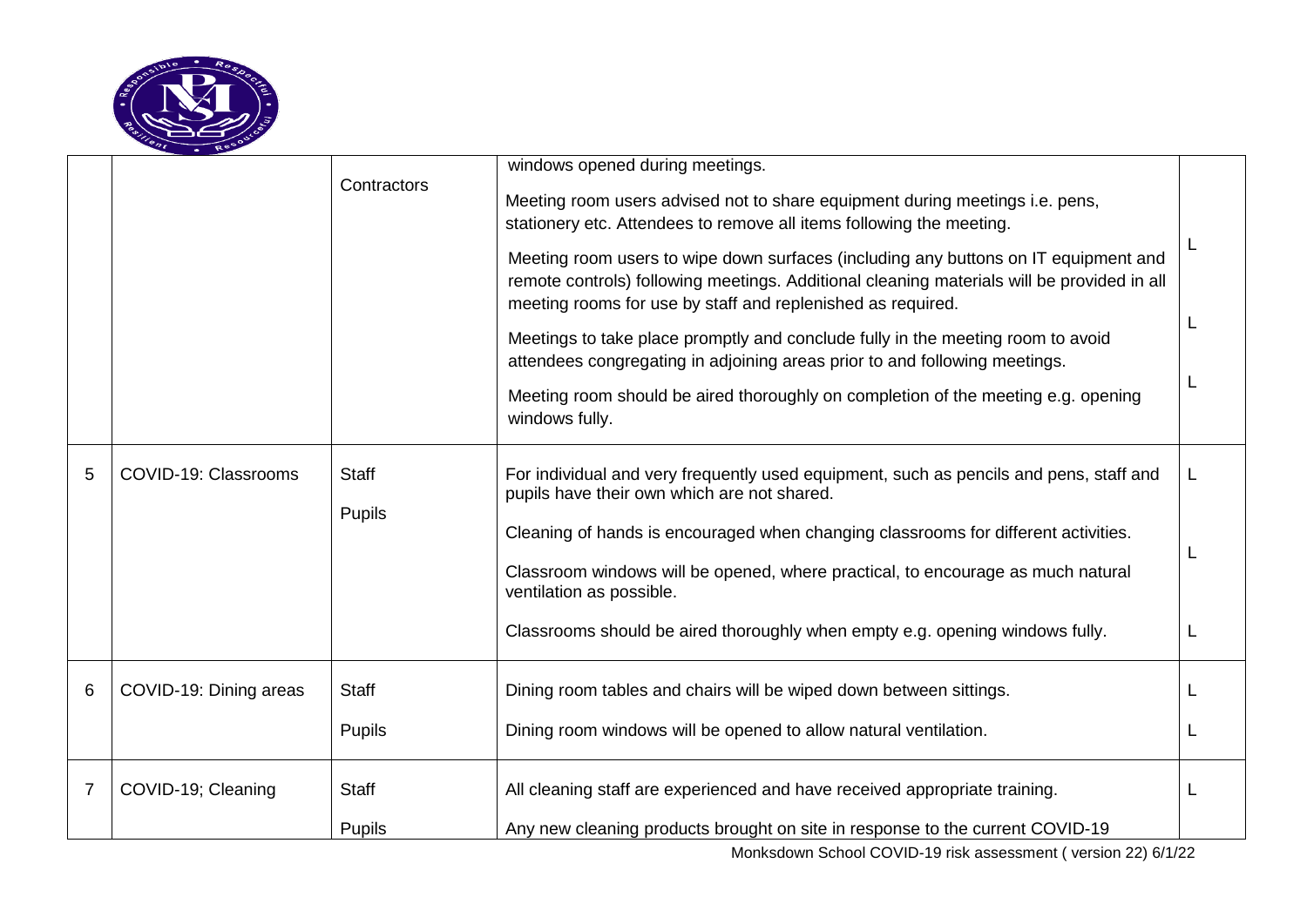| | | | | |
|---|---|---|---|---|
| | | Contractors | windows opened during meetings.<br><br>Meeting room users advised not to share equipment during meetings i.e. pens, stationery etc. Attendees to remove all items following the meeting.<br><br>Meeting room users to wipe down surfaces (including any buttons on IT equipment and remote controls) following meetings. Additional cleaning materials will be provided in all meeting rooms for use by staff and replenished as required.<br><br>Meetings to take place promptly and conclude fully in the meeting room to avoid attendees congregating in adjoining areas prior to and following meetings.<br><br>Meeting room should be aired thoroughly on completion of the meeting e.g. opening windows fully. | L<br><br>L<br><br>L |
| 5 | COVID-19: Classrooms | Staff<br><br>Pupils | For individual and very frequently used equipment, such as pencils and pens, staff and pupils have their own which are not shared.<br><br>Cleaning of hands is encouraged when changing classrooms for different activities.<br><br>Classroom windows will be opened, where practical, to encourage as much natural ventilation as possible.<br><br>Classrooms should be aired thoroughly when empty e.g. opening windows fully. | L<br><br>L<br><br>L |
| 6 | COVID-19: Dining areas | Staff<br><br>Pupils | Dining room tables and chairs will be wiped down between sittings.<br><br>Dining room windows will be opened to allow natural ventilation. | L<br><br>L |
| 7 | COVID-19; Cleaning | Staff<br><br>Pupils | All cleaning staff are experienced and have received appropriate training.<br><br>Any new cleaning products brought on site in response to the current COVID-19 | L |

Monksdown School COVID-19 risk assessment ( version 22) 6/1/22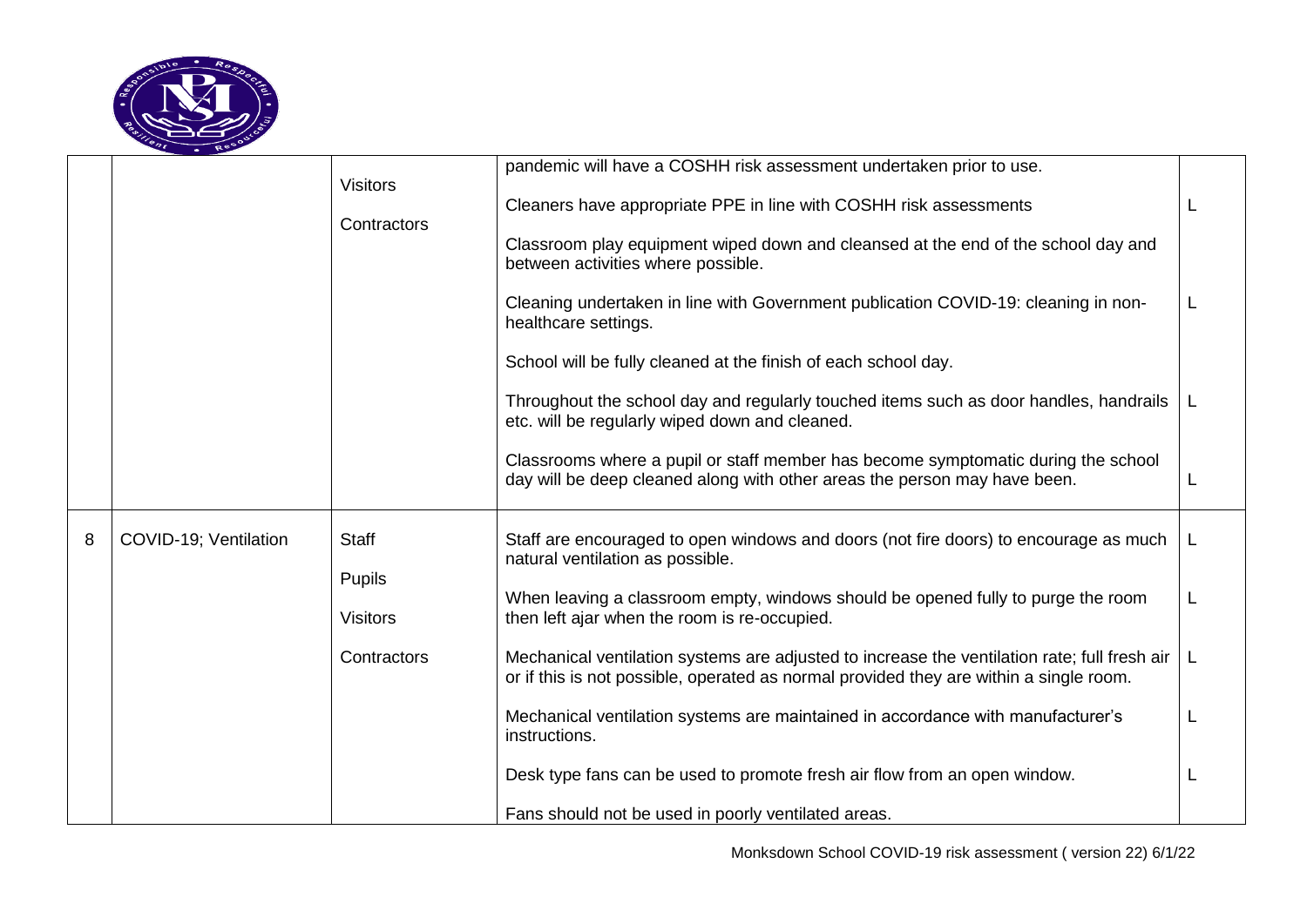| | | | | |
|---|---|---|---|---|
| | | Visitors<br><br>Contractors | pandemic will have a COSHH risk assessment undertaken prior to use.<br><br>Cleaners have appropriate PPE in line with COSHH risk assessments<br><br>Classroom play equipment wiped down and cleansed at the end of the school day and between activities where possible.<br><br>Cleaning undertaken in line with Government publication COVID-19: cleaning in non-healthcare settings.<br><br>School will be fully cleaned at the finish of each school day.<br><br>Throughout the school day and regularly touched items such as door handles, handrails etc. will be regularly wiped down and cleaned.<br><br>Classrooms where a pupil or staff member has become symptomatic during the school day will be deep cleaned along with other areas the person may have been. | L<br><br>L<br><br>L<br><br>L |
| 8 | COVID-19; Ventilation | Staff<br><br>Pupils<br><br>Visitors<br><br>Contractors | Staff are encouraged to open windows and doors (not fire doors) to encourage as much natural ventilation as possible.<br><br>When leaving a classroom empty, windows should be opened fully to purge the room then left ajar when the room is re-occupied.<br><br>Mechanical ventilation systems are adjusted to increase the ventilation rate; full fresh air or if this is not possible, operated as normal provided they are within a single room.<br><br>Mechanical ventilation systems are maintained in accordance with manufacturer's instructions.<br><br>Desk type fans can be used to promote fresh air flow from an open window.<br><br>Fans should not be used in poorly ventilated areas. | L<br><br>L<br><br>L<br><br>L<br><br>L |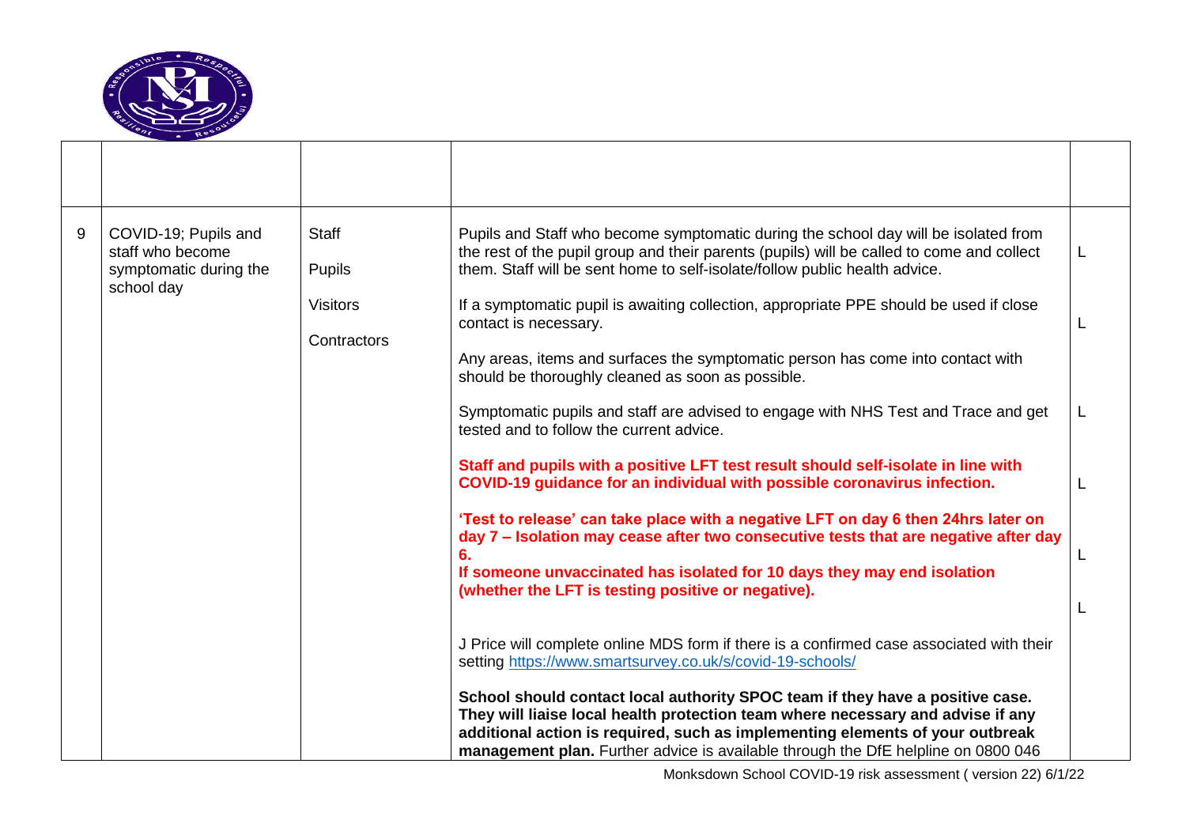| | | | | |
|---|---|---|---|---|
| | | | | |
| 9 | COVID-19; Pupils and staff who become symptomatic during the school day | Staff<br><br>Pupils<br><br>Visitors<br><br>Contractors | Pupils and Staff who become symptomatic during the school day will be isolated from the rest of the pupil group and their parents (pupils) will be called to come and collect them. Staff will be sent home to self-isolate/follow public health advice.<br><br>If a symptomatic pupil is awaiting collection, appropriate PPE should be used if close contact is necessary.<br><br>Any areas, items and surfaces the symptomatic person has come into contact with should be thoroughly cleaned as soon as possible.<br><br>Symptomatic pupils and staff are advised to engage with NHS Test and Trace and get tested and to follow the current advice.<br><br>**Staff and pupils with a positive LFT test result should self-isolate in line with COVID-19 guidance for an individual with possible coronavirus infection.**<br><br>**'Test to release' can take place with a negative LFT on day 6 then 24hrs later on day 7 – Isolation may cease after two consecutive tests that are negative after day 6.**<br>**If someone unvaccinated has isolated for 10 days they may end isolation (whether the LFT is testing positive or negative).**<br><br>J Price will complete online MDS form if there is a confirmed case associated with their setting https://www.smartsurvey.co.uk/s/covid-19-schools/<br><br>**School should contact local authority SPOC team if they have a positive case. They will liaise local health protection team where necessary and advise if any additional action is required, such as implementing elements of your outbreak management plan.** Further advice is available through the DfE helpline on 0800 046 | L<br><br>L<br><br>L<br><br>L<br><br>L<br><br>L |

Monksdown School COVID-19 risk assessment ( version 22) 6/1/22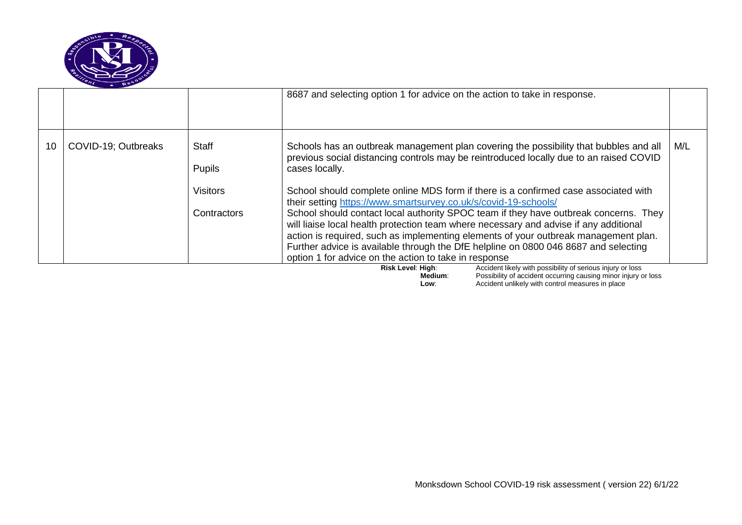| | | | | |
|---|---|---|---|---|
| | | | 8687 and selecting option 1 for advice on the action to take in response. | |
| 10 | COVID-19; Outbreaks | Staff<br><br>Pupils<br><br>Visitors<br><br>Contractors | Schools has an outbreak management plan covering the possibility that bubbles and all previous social distancing controls may be reintroduced locally due to an raised COVID cases locally.<br><br>School should complete online MDS form if there is a confirmed case associated with their setting https://www.smartsurvey.co.uk/s/covid-19-schools/<br>School should contact local authority SPOC team if they have outbreak concerns. They will liaise local health protection team where necessary and advise if any additional action is required, such as implementing elements of your outbreak management plan. Further advice is available through the DfE helpline on 0800 046 8687 and selecting option 1 for advice on the action to take in response | M/L |

**Risk Level**: **High**: Accident likely with possibility of serious injury or loss
**Medium**: Possibility of accident occurring causing minor injury or loss
**Low**: Accident unlikely with control measures in place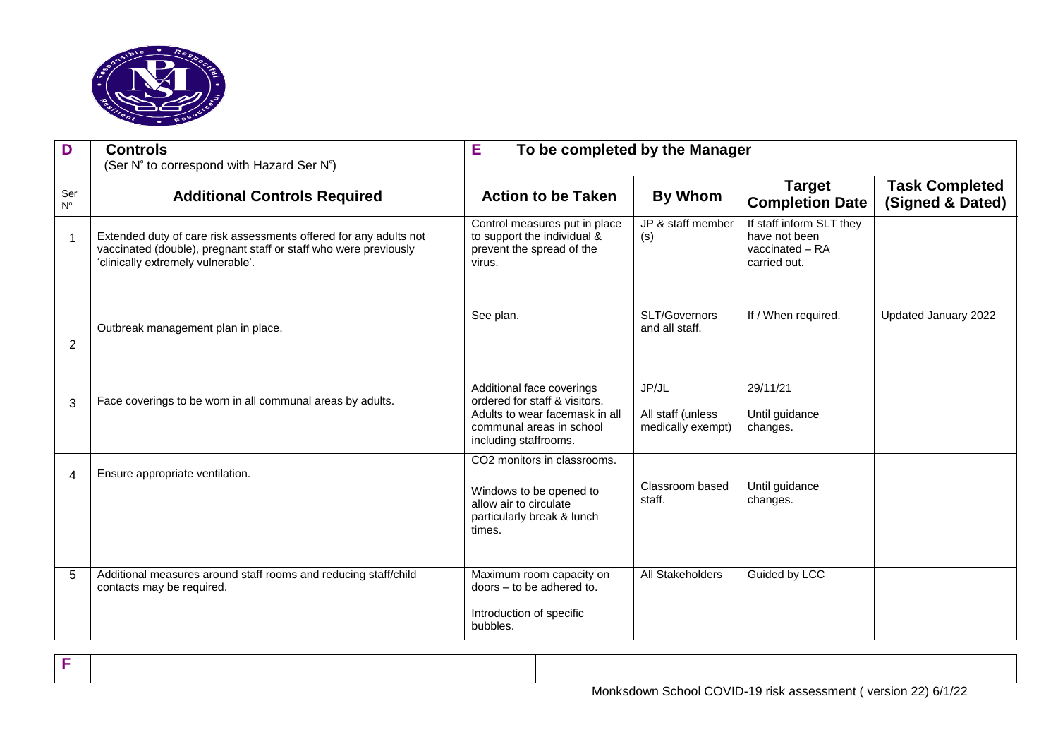| D | **Controls** (Ser N° to correspond with Hazard Ser N°) | E | **To be completed by the Manager** | | |
|---|---|---|---|---|---|
| Ser N° | **Additional Controls Required** | **Action to be Taken** | **By Whom** | **Target Completion Date** | **Task Completed (Signed & Dated)** |
| 1 | Extended duty of care risk assessments offered for any adults not vaccinated (double), pregnant staff or staff who were previously 'clinically extremely vulnerable'. | Control measures put in place to support the individual & prevent the spread of the virus. | JP & staff member (s) | If staff inform SLT they have not been vaccinated – RA carried out. | |
| 2 | Outbreak management plan in place. | See plan. | SLT/Governors and all staff. | If / When required. | Updated January 2022 |
| 3 | Face coverings to be worn in all communal areas by adults. | Additional face coverings ordered for staff & visitors. Adults to wear facemask in all communal areas in school including staffrooms. | JP/JL<br>All staff (unless medically exempt) | 29/11/21<br>Until guidance changes. | |
| 4 | Ensure appropriate ventilation. | CO2 monitors in classrooms.<br>Windows to be opened to allow air to circulate particularly break & lunch times. | Classroom based staff. | Until guidance changes. | |
| 5 | Additional measures around staff rooms and reducing staff/child contacts may be required. | Maximum room capacity on doors – to be adhered to.<br>Introduction of specific bubbles. | All Stakeholders | Guided by LCC | |

| F | | |
|---|---|---|

Monksdown School COVID-19 risk assessment ( version 22) 6/1/22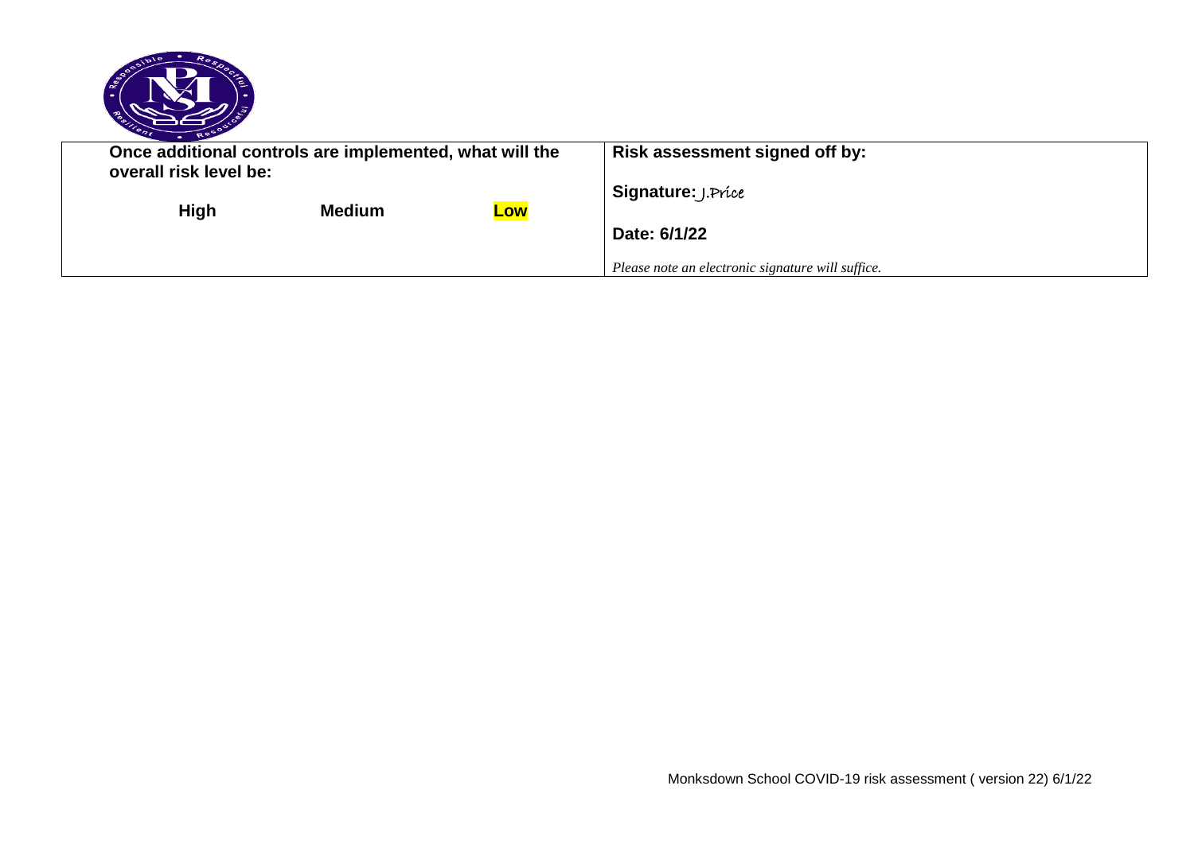| | |
|---|---|
| **Once additional controls are implemented, what will the overall risk level be:**<br><br>**High** **Medium** **Low** | **Risk assessment signed off by:**<br><br>**Signature:** J.Price<br><br>**Date: 6/1/22**<br><br>*Please note an electronic signature will suffice.* |

Monksdown School COVID-19 risk assessment ( version 22) 6/1/22